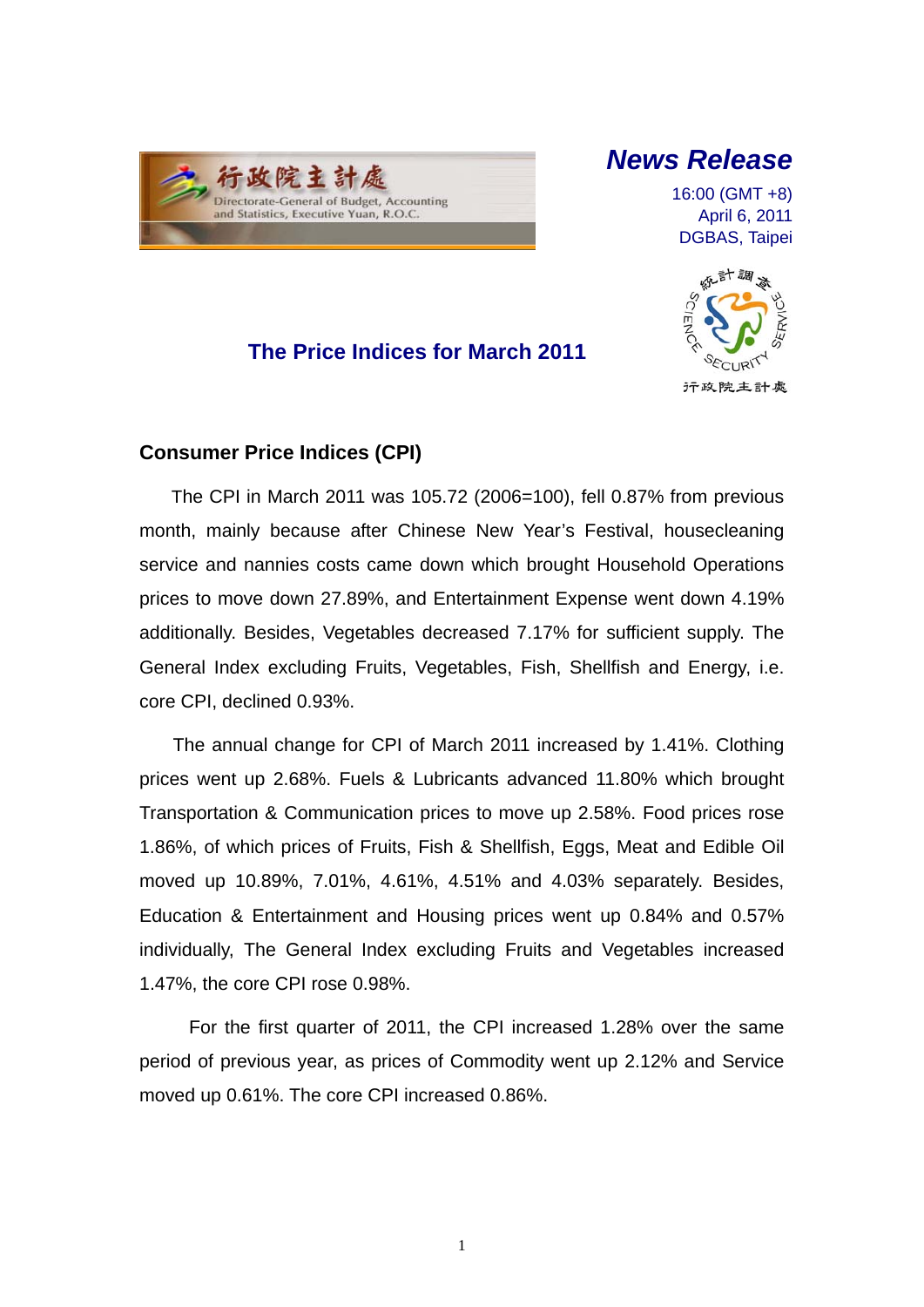行政院主計處
Directorate-General of Budget, Accounting and Statistics, Executive Yuan, R.O.C.

## News Release

16:00 (GMT +8)
April 6, 2011
DGBAS, Taipei

# The Price Indices for March 2011

## Consumer Price Indices (CPI)

The CPI in March 2011 was 105.72 (2006=100), fell 0.87% from previous month, mainly because after Chinese New Year's Festival, housecleaning service and nannies costs came down which brought Household Operations prices to move down 27.89%, and Entertainment Expense went down 4.19% additionally. Besides, Vegetables decreased 7.17% for sufficient supply. The General Index excluding Fruits, Vegetables, Fish, Shellfish and Energy, i.e. core CPI, declined 0.93%.

The annual change for CPI of March 2011 increased by 1.41%. Clothing prices went up 2.68%. Fuels & Lubricants advanced 11.80% which brought Transportation & Communication prices to move up 2.58%. Food prices rose 1.86%, of which prices of Fruits, Fish & Shellfish, Eggs, Meat and Edible Oil moved up 10.89%, 7.01%, 4.61%, 4.51% and 4.03% separately. Besides, Education & Entertainment and Housing prices went up 0.84% and 0.57% individually, The General Index excluding Fruits and Vegetables increased 1.47%, the core CPI rose 0.98%.

For the first quarter of 2011, the CPI increased 1.28% over the same period of previous year, as prices of Commodity went up 2.12% and Service moved up 0.61%. The core CPI increased 0.86%.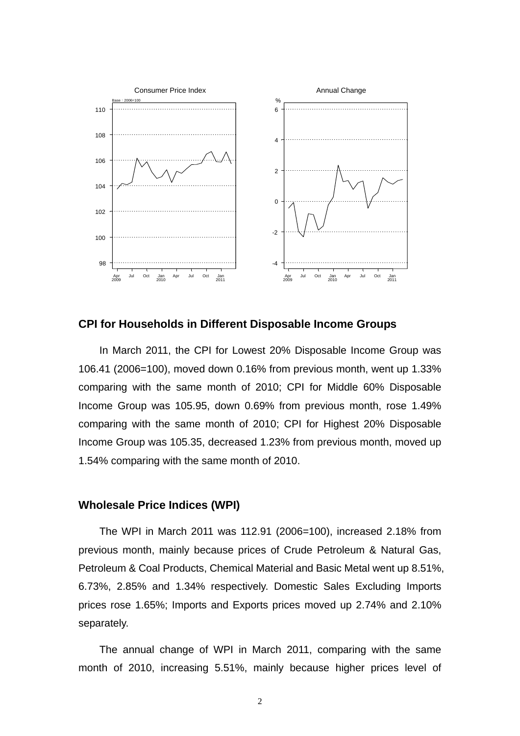## CPI for Households in Different Disposable Income Groups

In March 2011, the CPI for Lowest 20% Disposable Income Group was 106.41 (2006=100), moved down 0.16% from previous month, went up 1.33% comparing with the same month of 2010; CPI for Middle 60% Disposable Income Group was 105.95, down 0.69% from previous month, rose 1.49% comparing with the same month of 2010; CPI for Highest 20% Disposable Income Group was 105.35, decreased 1.23% from previous month, moved up 1.54% comparing with the same month of 2010.

## Wholesale Price Indices (WPI)

The WPI in March 2011 was 112.91 (2006=100), increased 2.18% from previous month, mainly because prices of Crude Petroleum & Natural Gas, Petroleum & Coal Products, Chemical Material and Basic Metal went up 8.51%, 6.73%, 2.85% and 1.34% respectively. Domestic Sales Excluding Imports prices rose 1.65%; Imports and Exports prices moved up 2.74% and 2.10% separately.

The annual change of WPI in March 2011, comparing with the same month of 2010, increasing 5.51%, mainly because higher prices level of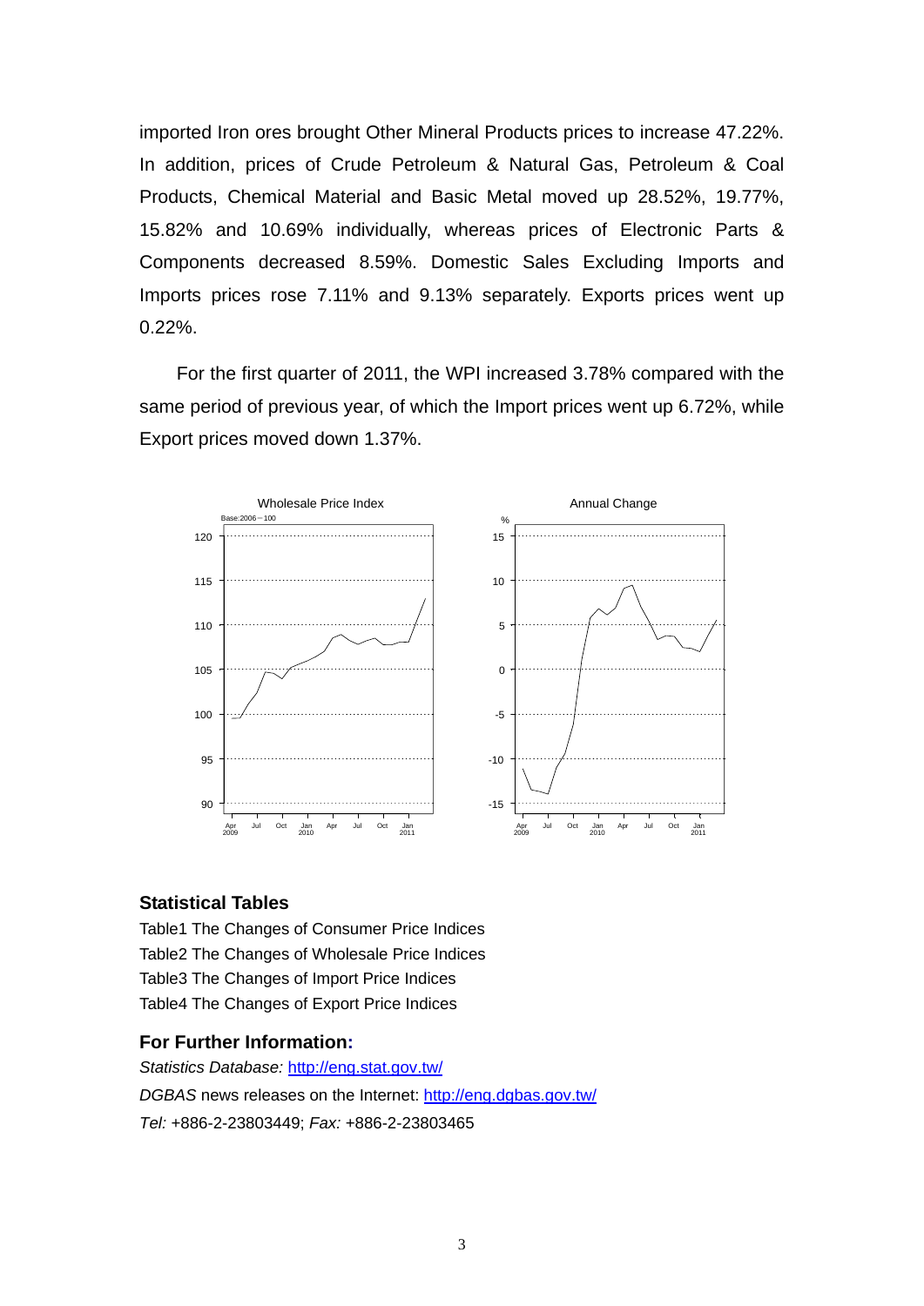imported Iron ores brought Other Mineral Products prices to increase 47.22%. In addition, prices of Crude Petroleum & Natural Gas, Petroleum & Coal Products, Chemical Material and Basic Metal moved up 28.52%, 19.77%, 15.82% and 10.69% individually, whereas prices of Electronic Parts & Components decreased 8.59%. Domestic Sales Excluding Imports and Imports prices rose 7.11% and 9.13% separately. Exports prices went up 0.22%.

For the first quarter of 2011, the WPI increased 3.78% compared with the same period of previous year, of which the Import prices went up 6.72%, while Export prices moved down 1.37%.

## Statistical Tables

Table1 The Changes of Consumer Price Indices
Table2 The Changes of Wholesale Price Indices
Table3 The Changes of Import Price Indices
Table4 The Changes of Export Price Indices

## For Further Information:

*Statistics Database:* http://eng.stat.gov.tw/
*DGBAS* news releases on the Internet: http://eng.dgbas.gov.tw/
*Tel:* +886-2-23803449; *Fax:* +886-2-23803465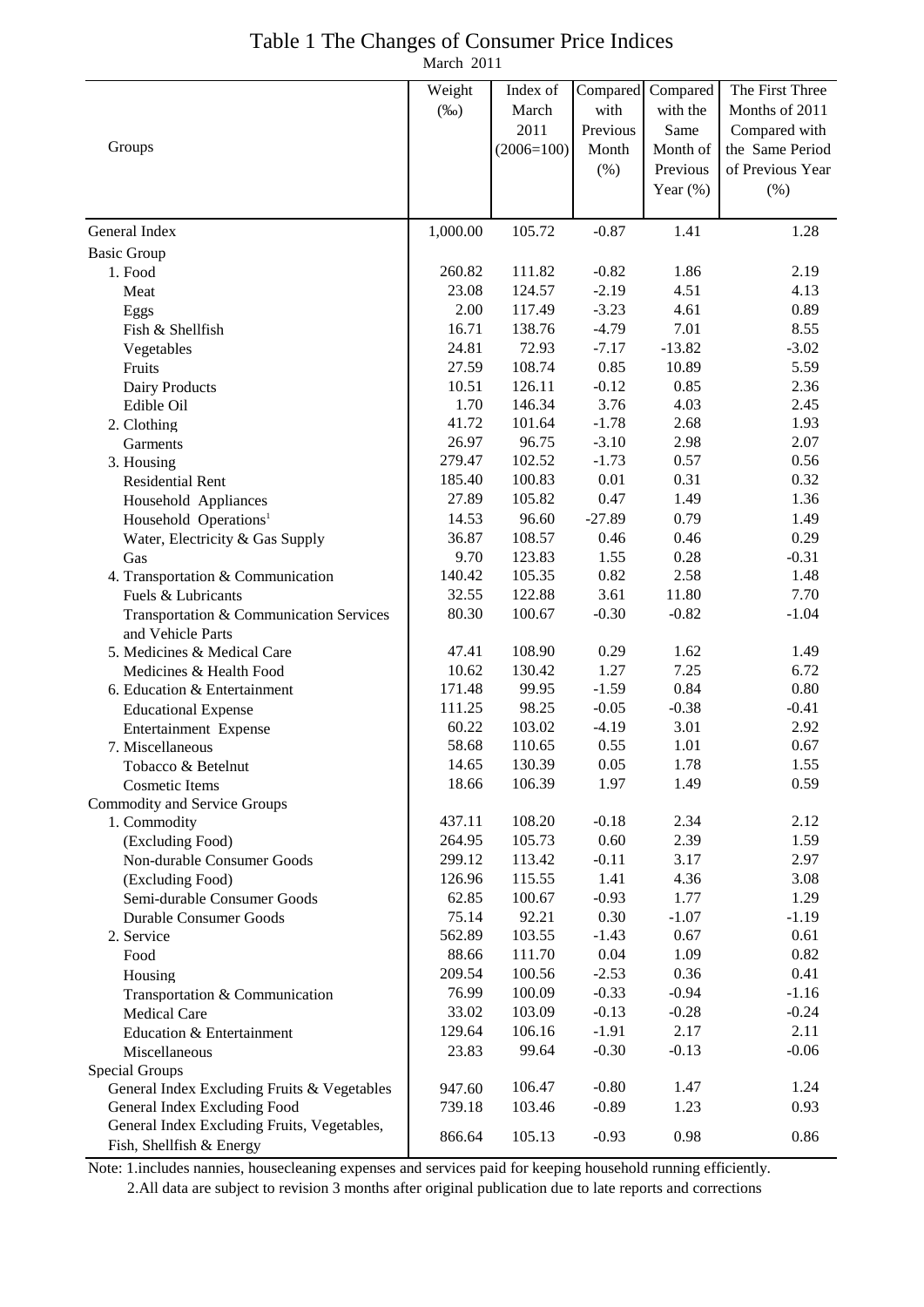# Table 1 The Changes of Consumer Price Indices

March 2011

| Groups | Weight (‰) | Index of March 2011 (2006=100) | Compared with Previous Month (%) | Compared with the Same Month of Previous Year (%) | The First Three Months of 2011 Compared with the Same Period of Previous Year (%) |
|---|---|---|---|---|---|
| General Index | 1,000.00 | 105.72 | -0.87 | 1.41 | 1.28 |
| Basic Group | | | | | |
| 1. Food | 260.82 | 111.82 | -0.82 | 1.86 | 2.19 |
| Meat | 23.08 | 124.57 | -2.19 | 4.51 | 4.13 |
| Eggs | 2.00 | 117.49 | -3.23 | 4.61 | 0.89 |
| Fish & Shellfish | 16.71 | 138.76 | -4.79 | 7.01 | 8.55 |
| Vegetables | 24.81 | 72.93 | -7.17 | -13.82 | -3.02 |
| Fruits | 27.59 | 108.74 | 0.85 | 10.89 | 5.59 |
| Dairy Products | 10.51 | 126.11 | -0.12 | 0.85 | 2.36 |
| Edible Oil | 1.70 | 146.34 | 3.76 | 4.03 | 2.45 |
| 2. Clothing | 41.72 | 101.64 | -1.78 | 2.68 | 1.93 |
| Garments | 26.97 | 96.75 | -3.10 | 2.98 | 2.07 |
| 3. Housing | 279.47 | 102.52 | -1.73 | 0.57 | 0.56 |
| Residential Rent | 185.40 | 100.83 | 0.01 | 0.31 | 0.32 |
| Household Appliances | 27.89 | 105.82 | 0.47 | 1.49 | 1.36 |
| Household Operations[1] | 14.53 | 96.60 | -27.89 | 0.79 | 1.49 |
| Water, Electricity & Gas Supply | 36.87 | 108.57 | 0.46 | 0.46 | 0.29 |
| Gas | 9.70 | 123.83 | 1.55 | 0.28 | -0.31 |
| 4. Transportation & Communication | 140.42 | 105.35 | 0.82 | 2.58 | 1.48 |
| Fuels & Lubricants | 32.55 | 122.88 | 3.61 | 11.80 | 7.70 |
| Transportation & Communication Services and Vehicle Parts | 80.30 | 100.67 | -0.30 | -0.82 | -1.04 |
| 5. Medicines & Medical Care | 47.41 | 108.90 | 0.29 | 1.62 | 1.49 |
| Medicines & Health Food | 10.62 | 130.42 | 1.27 | 7.25 | 6.72 |
| 6. Education & Entertainment | 171.48 | 99.95 | -1.59 | 0.84 | 0.80 |
| Educational Expense | 111.25 | 98.25 | -0.05 | -0.38 | -0.41 |
| Entertainment Expense | 60.22 | 103.02 | -4.19 | 3.01 | 2.92 |
| 7. Miscellaneous | 58.68 | 110.65 | 0.55 | 1.01 | 0.67 |
| Tobacco & Betelnut | 14.65 | 130.39 | 0.05 | 1.78 | 1.55 |
| Cosmetic Items | 18.66 | 106.39 | 1.97 | 1.49 | 0.59 |
| Commodity and Service Groups | | | | | |
| 1. Commodity | 437.11 | 108.20 | -0.18 | 2.34 | 2.12 |
| (Excluding Food) | 264.95 | 105.73 | 0.60 | 2.39 | 1.59 |
| Non-durable Consumer Goods | 299.12 | 113.42 | -0.11 | 3.17 | 2.97 |
| (Excluding Food) | 126.96 | 115.55 | 1.41 | 4.36 | 3.08 |
| Semi-durable Consumer Goods | 62.85 | 100.67 | -0.93 | 1.77 | 1.29 |
| Durable Consumer Goods | 75.14 | 92.21 | 0.30 | -1.07 | -1.19 |
| 2. Service | 562.89 | 103.55 | -1.43 | 0.67 | 0.61 |
| Food | 88.66 | 111.70 | 0.04 | 1.09 | 0.82 |
| Housing | 209.54 | 100.56 | -2.53 | 0.36 | 0.41 |
| Transportation & Communication | 76.99 | 100.09 | -0.33 | -0.94 | -1.16 |
| Medical Care | 33.02 | 103.09 | -0.13 | -0.28 | -0.24 |
| Education & Entertainment | 129.64 | 106.16 | -1.91 | 2.17 | 2.11 |
| Miscellaneous | 23.83 | 99.64 | -0.30 | -0.13 | -0.06 |
| Special Groups | | | | | |
| General Index Excluding Fruits & Vegetables | 947.60 | 106.47 | -0.80 | 1.47 | 1.24 |
| General Index Excluding Food | 739.18 | 103.46 | -0.89 | 1.23 | 0.93 |
| General Index Excluding Fruits, Vegetables, Fish, Shellfish & Energy | 866.64 | 105.13 | -0.93 | 0.98 | 0.86 |

Note: 1.includes nannies, housecleaning expenses and services paid for keeping household running efficiently.

2.All data are subject to revision 3 months after original publication due to late reports and corrections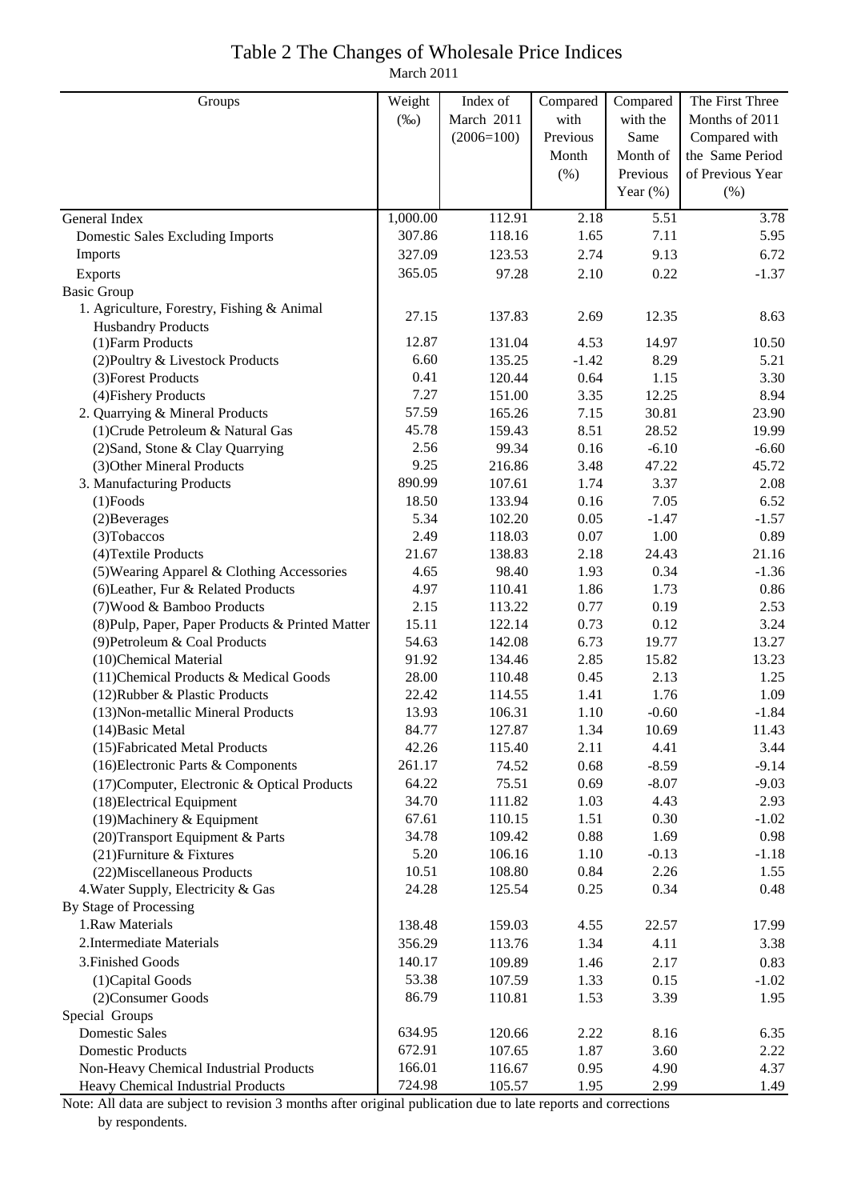# Table 2 The Changes of Wholesale Price Indices

March 2011

| Groups | Weight (‰) | Index of March 2011 (2006=100) | Compared with Previous Month (%) | Compared with the Same Month of Previous Year (%) | The First Three Months of 2011 Compared with the Same Period of Previous Year (%) |
|---|---|---|---|---|---|
| General Index | 1,000.00 | 112.91 | 2.18 | 5.51 | 3.78 |
| Domestic Sales Excluding Imports | 307.86 | 118.16 | 1.65 | 7.11 | 5.95 |
| Imports | 327.09 | 123.53 | 2.74 | 9.13 | 6.72 |
| Exports | 365.05 | 97.28 | 2.10 | 0.22 | -1.37 |
| Basic Group | | | | | |
| 1. Agriculture, Forestry, Fishing & Animal Husbandry Products | 27.15 | 137.83 | 2.69 | 12.35 | 8.63 |
| (1)Farm Products | 12.87 | 131.04 | 4.53 | 14.97 | 10.50 |
| (2)Poultry & Livestock Products | 6.60 | 135.25 | -1.42 | 8.29 | 5.21 |
| (3)Forest Products | 0.41 | 120.44 | 0.64 | 1.15 | 3.30 |
| (4)Fishery Products | 7.27 | 151.00 | 3.35 | 12.25 | 8.94 |
| 2. Quarrying & Mineral Products | 57.59 | 165.26 | 7.15 | 30.81 | 23.90 |
| (1)Crude Petroleum & Natural Gas | 45.78 | 159.43 | 8.51 | 28.52 | 19.99 |
| (2)Sand, Stone & Clay Quarrying | 2.56 | 99.34 | 0.16 | -6.10 | -6.60 |
| (3)Other Mineral Products | 9.25 | 216.86 | 3.48 | 47.22 | 45.72 |
| 3. Manufacturing Products | 890.99 | 107.61 | 1.74 | 3.37 | 2.08 |
| (1)Foods | 18.50 | 133.94 | 0.16 | 7.05 | 6.52 |
| (2)Beverages | 5.34 | 102.20 | 0.05 | -1.47 | -1.57 |
| (3)Tobaccos | 2.49 | 118.03 | 0.07 | 1.00 | 0.89 |
| (4)Textile Products | 21.67 | 138.83 | 2.18 | 24.43 | 21.16 |
| (5)Wearing Apparel & Clothing Accessories | 4.65 | 98.40 | 1.93 | 0.34 | -1.36 |
| (6)Leather, Fur & Related Products | 4.97 | 110.41 | 1.86 | 1.73 | 0.86 |
| (7)Wood & Bamboo Products | 2.15 | 113.22 | 0.77 | 0.19 | 2.53 |
| (8)Pulp, Paper, Paper Products & Printed Matter | 15.11 | 122.14 | 0.73 | 0.12 | 3.24 |
| (9)Petroleum & Coal Products | 54.63 | 142.08 | 6.73 | 19.77 | 13.27 |
| (10)Chemical Material | 91.92 | 134.46 | 2.85 | 15.82 | 13.23 |
| (11)Chemical Products & Medical Goods | 28.00 | 110.48 | 0.45 | 2.13 | 1.25 |
| (12)Rubber & Plastic Products | 22.42 | 114.55 | 1.41 | 1.76 | 1.09 |
| (13)Non-metallic Mineral Products | 13.93 | 106.31 | 1.10 | -0.60 | -1.84 |
| (14)Basic Metal | 84.77 | 127.87 | 1.34 | 10.69 | 11.43 |
| (15)Fabricated Metal Products | 42.26 | 115.40 | 2.11 | 4.41 | 3.44 |
| (16)Electronic Parts & Components | 261.17 | 74.52 | 0.68 | -8.59 | -9.14 |
| (17)Computer, Electronic & Optical Products | 64.22 | 75.51 | 0.69 | -8.07 | -9.03 |
| (18)Electrical Equipment | 34.70 | 111.82 | 1.03 | 4.43 | 2.93 |
| (19)Machinery & Equipment | 67.61 | 110.15 | 1.51 | 0.30 | -1.02 |
| (20)Transport Equipment & Parts | 34.78 | 109.42 | 0.88 | 1.69 | 0.98 |
| (21)Furniture & Fixtures | 5.20 | 106.16 | 1.10 | -0.13 | -1.18 |
| (22)Miscellaneous Products | 10.51 | 108.80 | 0.84 | 2.26 | 1.55 |
| 4.Water Supply, Electricity & Gas | 24.28 | 125.54 | 0.25 | 0.34 | 0.48 |
| By Stage of Processing | | | | | |
| 1.Raw Materials | 138.48 | 159.03 | 4.55 | 22.57 | 17.99 |
| 2.Intermediate Materials | 356.29 | 113.76 | 1.34 | 4.11 | 3.38 |
| 3.Finished Goods | 140.17 | 109.89 | 1.46 | 2.17 | 0.83 |
| (1)Capital Goods | 53.38 | 107.59 | 1.33 | 0.15 | -1.02 |
| (2)Consumer Goods | 86.79 | 110.81 | 1.53 | 3.39 | 1.95 |
| Special Groups | | | | | |
| Domestic Sales | 634.95 | 120.66 | 2.22 | 8.16 | 6.35 |
| Domestic Products | 672.91 | 107.65 | 1.87 | 3.60 | 2.22 |
| Non-Heavy Chemical Industrial Products | 166.01 | 116.67 | 0.95 | 4.90 | 4.37 |
| Heavy Chemical Industrial Products | 724.98 | 105.57 | 1.95 | 2.99 | 1.49 |

Note: All data are subject to revision 3 months after original publication due to late reports and corrections by respondents.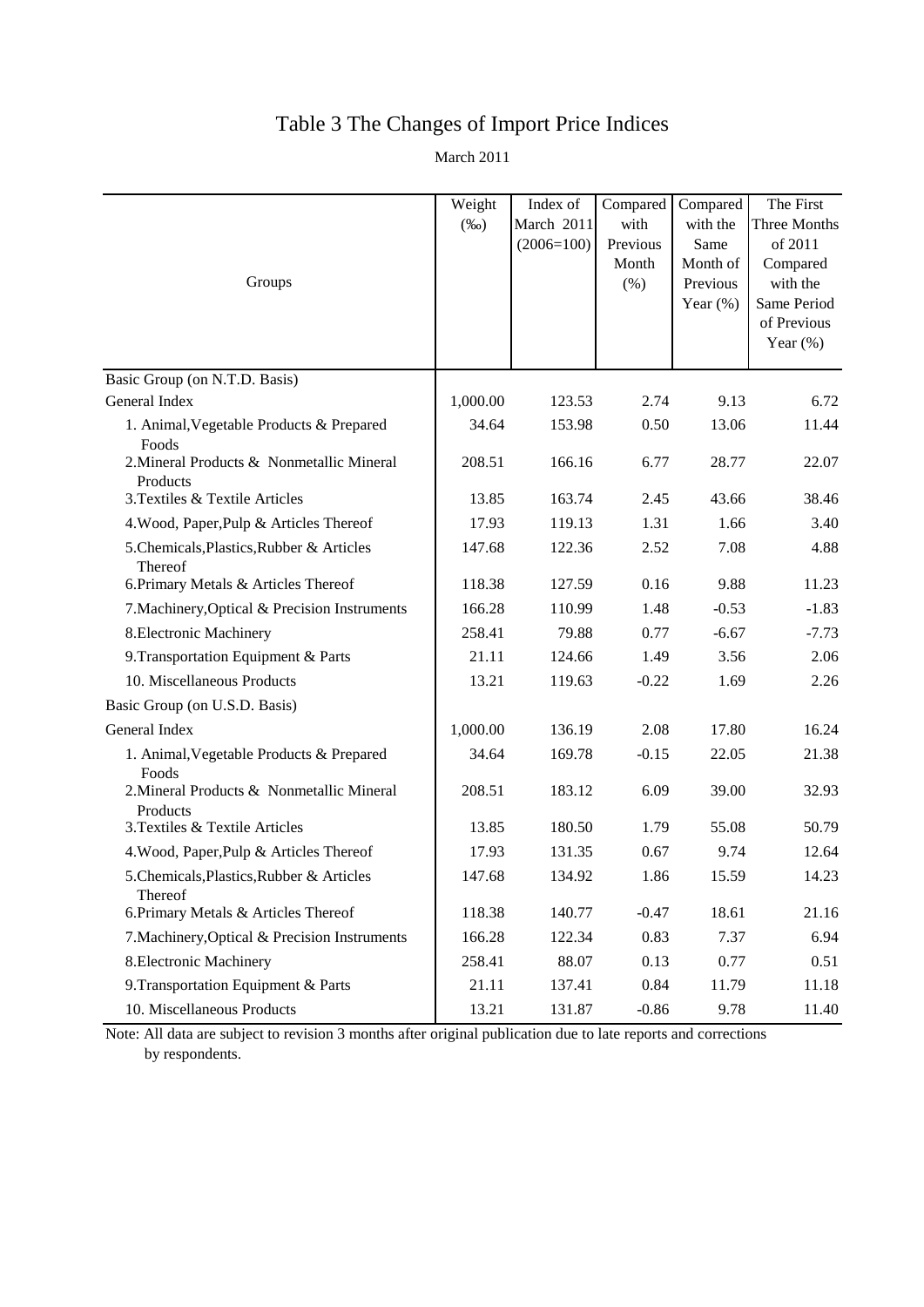# Table 3 The Changes of Import Price Indices

March 2011

| Groups | Weight (‰) | Index of March 2011 (2006=100) | Compared with Previous Month (%) | Compared with the Same Month of Previous Year (%) | The First Three Months of 2011 Compared with the Same Period of Previous Year (%) |
|---|---|---|---|---|---|
| Basic Group (on N.T.D. Basis) | | | | | |
| General Index | 1,000.00 | 123.53 | 2.74 | 9.13 | 6.72 |
| 1. Animal,Vegetable Products & Prepared Foods | 34.64 | 153.98 | 0.50 | 13.06 | 11.44 |
| 2.Mineral Products & Nonmetallic Mineral Products | 208.51 | 166.16 | 6.77 | 28.77 | 22.07 |
| 3.Textiles & Textile Articles | 13.85 | 163.74 | 2.45 | 43.66 | 38.46 |
| 4.Wood, Paper,Pulp & Articles Thereof | 17.93 | 119.13 | 1.31 | 1.66 | 3.40 |
| 5.Chemicals,Plastics,Rubber & Articles Thereof | 147.68 | 122.36 | 2.52 | 7.08 | 4.88 |
| 6.Primary Metals & Articles Thereof | 118.38 | 127.59 | 0.16 | 9.88 | 11.23 |
| 7.Machinery,Optical & Precision Instruments | 166.28 | 110.99 | 1.48 | -0.53 | -1.83 |
| 8.Electronic Machinery | 258.41 | 79.88 | 0.77 | -6.67 | -7.73 |
| 9.Transportation Equipment & Parts | 21.11 | 124.66 | 1.49 | 3.56 | 2.06 |
| 10. Miscellaneous Products | 13.21 | 119.63 | -0.22 | 1.69 | 2.26 |
| Basic Group (on U.S.D. Basis) | | | | | |
| General Index | 1,000.00 | 136.19 | 2.08 | 17.80 | 16.24 |
| 1. Animal,Vegetable Products & Prepared Foods | 34.64 | 169.78 | -0.15 | 22.05 | 21.38 |
| 2.Mineral Products & Nonmetallic Mineral Products | 208.51 | 183.12 | 6.09 | 39.00 | 32.93 |
| 3.Textiles & Textile Articles | 13.85 | 180.50 | 1.79 | 55.08 | 50.79 |
| 4.Wood, Paper,Pulp & Articles Thereof | 17.93 | 131.35 | 0.67 | 9.74 | 12.64 |
| 5.Chemicals,Plastics,Rubber & Articles Thereof | 147.68 | 134.92 | 1.86 | 15.59 | 14.23 |
| 6.Primary Metals & Articles Thereof | 118.38 | 140.77 | -0.47 | 18.61 | 21.16 |
| 7.Machinery,Optical & Precision Instruments | 166.28 | 122.34 | 0.83 | 7.37 | 6.94 |
| 8.Electronic Machinery | 258.41 | 88.07 | 0.13 | 0.77 | 0.51 |
| 9.Transportation Equipment & Parts | 21.11 | 137.41 | 0.84 | 11.79 | 11.18 |
| 10. Miscellaneous Products | 13.21 | 131.87 | -0.86 | 9.78 | 11.40 |

Note: All data are subject to revision 3 months after original publication due to late reports and corrections by respondents.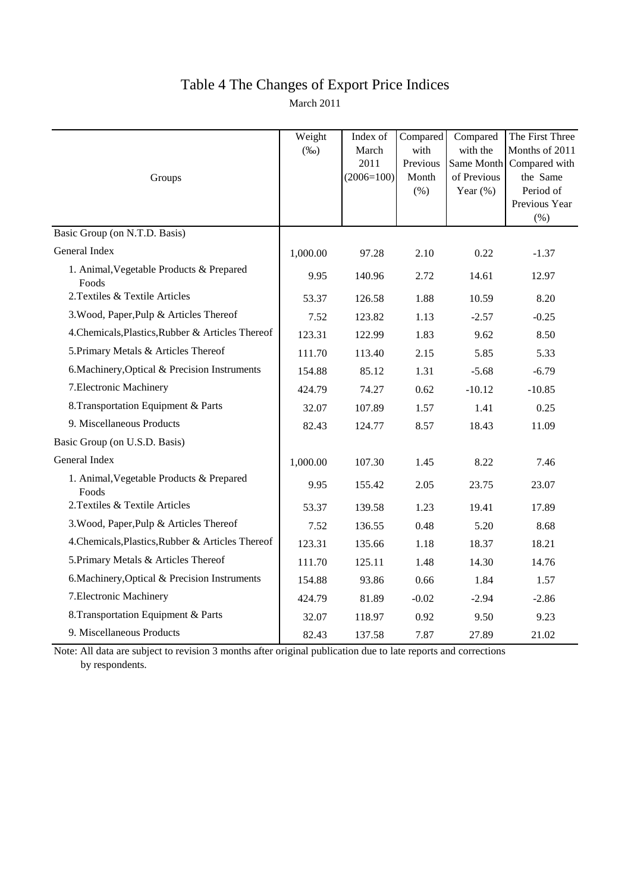# Table 4 The Changes of Export Price Indices

March 2011

| Groups | Weight (‰) | Index of March 2011 (2006=100) | Compared with Previous Month (%) | Compared with the Same Month of Previous Year (%) | The First Three Months of 2011 Compared with the Same Period of Previous Year (%) |
|---|---|---|---|---|---|
| Basic Group (on N.T.D. Basis) | | | | | |
| General Index | 1,000.00 | 97.28 | 2.10 | 0.22 | -1.37 |
| 1. Animal,Vegetable Products & Prepared Foods | 9.95 | 140.96 | 2.72 | 14.61 | 12.97 |
| 2.Textiles & Textile Articles | 53.37 | 126.58 | 1.88 | 10.59 | 8.20 |
| 3.Wood, Paper,Pulp & Articles Thereof | 7.52 | 123.82 | 1.13 | -2.57 | -0.25 |
| 4.Chemicals,Plastics,Rubber & Articles Thereof | 123.31 | 122.99 | 1.83 | 9.62 | 8.50 |
| 5.Primary Metals & Articles Thereof | 111.70 | 113.40 | 2.15 | 5.85 | 5.33 |
| 6.Machinery,Optical & Precision Instruments | 154.88 | 85.12 | 1.31 | -5.68 | -6.79 |
| 7.Electronic Machinery | 424.79 | 74.27 | 0.62 | -10.12 | -10.85 |
| 8.Transportation Equipment & Parts | 32.07 | 107.89 | 1.57 | 1.41 | 0.25 |
| 9. Miscellaneous Products | 82.43 | 124.77 | 8.57 | 18.43 | 11.09 |
| Basic Group (on U.S.D. Basis) | | | | | |
| General Index | 1,000.00 | 107.30 | 1.45 | 8.22 | 7.46 |
| 1. Animal,Vegetable Products & Prepared Foods | 9.95 | 155.42 | 2.05 | 23.75 | 23.07 |
| 2.Textiles & Textile Articles | 53.37 | 139.58 | 1.23 | 19.41 | 17.89 |
| 3.Wood, Paper,Pulp & Articles Thereof | 7.52 | 136.55 | 0.48 | 5.20 | 8.68 |
| 4.Chemicals,Plastics,Rubber & Articles Thereof | 123.31 | 135.66 | 1.18 | 18.37 | 18.21 |
| 5.Primary Metals & Articles Thereof | 111.70 | 125.11 | 1.48 | 14.30 | 14.76 |
| 6.Machinery,Optical & Precision Instruments | 154.88 | 93.86 | 0.66 | 1.84 | 1.57 |
| 7.Electronic Machinery | 424.79 | 81.89 | -0.02 | -2.94 | -2.86 |
| 8.Transportation Equipment & Parts | 32.07 | 118.97 | 0.92 | 9.50 | 9.23 |
| 9. Miscellaneous Products | 82.43 | 137.58 | 7.87 | 27.89 | 21.02 |

Note: All data are subject to revision 3 months after original publication due to late reports and corrections by respondents.